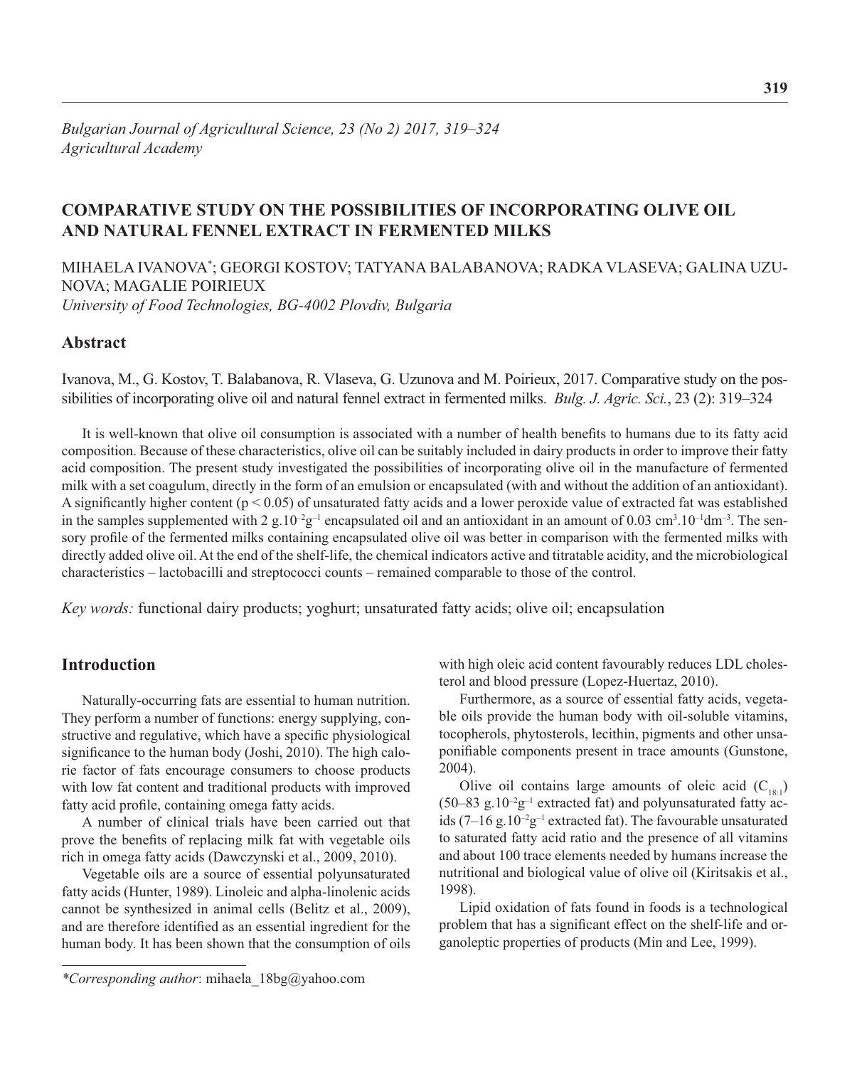# COMPARATIVE STUDY ON THE POSSIBILITIES OF INCORPORATING OLIVE OIL AND NATURAL FENNEL EXTRACT IN FERMENTED MILKS

MIHAELA IVANOVA*; GEORGI KOSTOV; TATYANA BALABANOVA; RADKA VLASEVA; GALINA UZUNOVA; MAGALIE POIRIEUX

*University of Food Technologies, BG-4002 Plovdiv, Bulgaria*

## Abstract

Ivanova, M., G. Kostov, T. Balabanova, R. Vlaseva, G. Uzunova and M. Poirieux, 2017. Comparative study on the possibilities of incorporating olive oil and natural fennel extract in fermented milks. *Bulg. J. Agric. Sci.*, 23 (2): 319–324

It is well-known that olive oil consumption is associated with a number of health benefits to humans due to its fatty acid composition. Because of these characteristics, olive oil can be suitably included in dairy products in order to improve their fatty acid composition. The present study investigated the possibilities of incorporating olive oil in the manufacture of fermented milk with a set coagulum, directly in the form of an emulsion or encapsulated (with and without the addition of an antioxidant). A significantly higher content ($p < 0.05$) of unsaturated fatty acids and a lower peroxide value of extracted fat was established in the samples supplemented with 2 $g.10^{-2}g^{-1}$ encapsulated oil and an antioxidant in an amount of 0.03 $cm^3.10^{-1}dm^{-3}$. The sensory profile of the fermented milks containing encapsulated olive oil was better in comparison with the fermented milks with directly added olive oil. At the end of the shelf-life, the chemical indicators active and titratable acidity, and the microbiological characteristics – lactobacilli and streptococci counts – remained comparable to those of the control.

*Key words:* functional dairy products; yoghurt; unsaturated fatty acids; olive oil; encapsulation

## Introduction

Naturally-occurring fats are essential to human nutrition. They perform a number of functions: energy supplying, constructive and regulative, which have a specific physiological significance to the human body (Joshi, 2010). The high calorie factor of fats encourage consumers to choose products with low fat content and traditional products with improved fatty acid profile, containing omega fatty acids.

A number of clinical trials have been carried out that prove the benefits of replacing milk fat with vegetable oils rich in omega fatty acids (Dawczynski et al., 2009, 2010).

Vegetable oils are a source of essential polyunsaturated fatty acids (Hunter, 1989). Linoleic and alpha-linolenic acids cannot be synthesized in animal cells (Belitz et al., 2009), and are therefore identified as an essential ingredient for the human body. It has been shown that the consumption of oils with high oleic acid content favourably reduces LDL cholesterol and blood pressure (Lopez-Huertaz, 2010).

Furthermore, as a source of essential fatty acids, vegetable oils provide the human body with oil-soluble vitamins, tocopherols, phytosterols, lecithin, pigments and other unsaponifiable components present in trace amounts (Gunstone, 2004).

Olive oil contains large amounts of oleic acid ($C_{18:1}$) (50–83 $g.10^{-2}g^{-1}$ extracted fat) and polyunsaturated fatty acids (7–16 $g.10^{-2}g^{-1}$ extracted fat). The favourable unsaturated to saturated fatty acid ratio and the presence of all vitamins and about 100 trace elements needed by humans increase the nutritional and biological value of olive oil (Kiritsakis et al., 1998).

Lipid oxidation of fats found in foods is a technological problem that has a significant effect on the shelf-life and organoleptic properties of products (Min and Lee, 1999).

*Corresponding author: mihaela_18bg@yahoo.com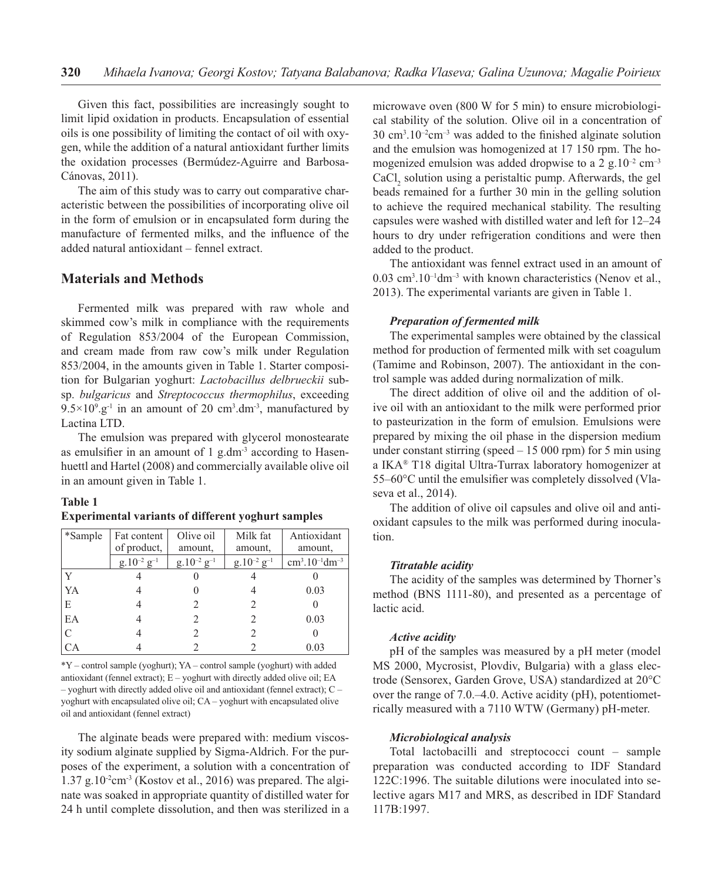Given this fact, possibilities are increasingly sought to limit lipid oxidation in products. Encapsulation of essential oils is one possibility of limiting the contact of oil with oxygen, while the addition of a natural antioxidant further limits the oxidation processes (Bermúdez-Aguirre and Barbosa-Cánovas, 2011).

The aim of this study was to carry out comparative characteristic between the possibilities of incorporating olive oil in the form of emulsion or in encapsulated form during the manufacture of fermented milks, and the influence of the added natural antioxidant – fennel extract.

## Materials and Methods

Fermented milk was prepared with raw whole and skimmed cow's milk in compliance with the requirements of Regulation 853/2004 of the European Commission, and cream made from raw cow's milk under Regulation 853/2004, in the amounts given in Table 1. Starter composition for Bulgarian yoghurt: *Lactobacillus delbrueckii* subsp. *bulgaricus* and *Streptococcus thermophilus*, exceeding $9.5\times10^{9}.g^{-1}$ in an amount of 20 $cm^{3}.dm^{-3}$, manufactured by Lactina LTD.

The emulsion was prepared with glycerol monostearate as emulsifier in an amount of 1 $g.dm^{-3}$ according to Hasenhuettl and Hartel (2008) and commercially available olive oil in an amount given in Table 1.

**Table 1**
**Experimental variants of different yoghurt samples**

| *Sample | Fat content of product, | Olive oil amount, | Milk fat amount, | Antioxidant amount, |
|---|---|---|---|---|
| | $g.10^{-2}\ g^{-1}$ | $g.10^{-2}\ g^{-1}$ | $g.10^{-2}\ g^{-1}$ | $cm^{3}.10^{-1}dm^{-3}$ |
| Y | 4 | 0 | 4 | 0 |
| YA | 4 | 0 | 4 | 0.03 |
| E | 4 | 2 | 2 | 0 |
| EA | 4 | 2 | 2 | 0.03 |
| C | 4 | 2 | 2 | 0 |
| CA | 4 | 2 | 2 | 0.03 |

*Y – control sample (yoghurt); YA – control sample (yoghurt) with added antioxidant (fennel extract); E – yoghurt with directly added olive oil; EA – yoghurt with directly added olive oil and antioxidant (fennel extract); C – yoghurt with encapsulated olive oil; CA – yoghurt with encapsulated olive oil and antioxidant (fennel extract)

The alginate beads were prepared with: medium viscosity sodium alginate supplied by Sigma-Aldrich. For the purposes of the experiment, a solution with a concentration of 1.37 $g.10^{-2}cm^{-3}$ (Kostov et al., 2016) was prepared. The alginate was soaked in appropriate quantity of distilled water for 24 h until complete dissolution, and then was sterilized in a microwave oven (800 W for 5 min) to ensure microbiological stability of the solution. Olive oil in a concentration of 30 $cm^{3}.10^{-2}cm^{-3}$ was added to the finished alginate solution and the emulsion was homogenized at 17 150 rpm. The homogenized emulsion was added dropwise to a 2 $g.10^{-2}\ cm^{-3}$ $CaCl_2$ solution using a peristaltic pump. Afterwards, the gel beads remained for a further 30 min in the gelling solution to achieve the required mechanical stability. The resulting capsules were washed with distilled water and left for 12–24 hours to dry under refrigeration conditions and were then added to the product.

The antioxidant was fennel extract used in an amount of 0.03 $cm^{3}.10^{-1}dm^{-3}$ with known characteristics (Nenov et al., 2013). The experimental variants are given in Table 1.

### *Preparation of fermented milk*

The experimental samples were obtained by the classical method for production of fermented milk with set coagulum (Tamime and Robinson, 2007). The antioxidant in the control sample was added during normalization of milk.

The direct addition of olive oil and the addition of olive oil with an antioxidant to the milk were performed prior to pasteurization in the form of emulsion. Emulsions were prepared by mixing the oil phase in the dispersion medium under constant stirring (speed – 15 000 rpm) for 5 min using a IKA® T18 digital Ultra-Turrax laboratory homogenizer at 55–60°C until the emulsifier was completely dissolved (Vlaseva et al., 2014).

The addition of olive oil capsules and olive oil and antioxidant capsules to the milk was performed during inoculation.

### *Titratable acidity*

The acidity of the samples was determined by Thorner's method (BNS 1111-80), and presented as a percentage of lactic acid.

### *Active acidity*

pH of the samples was measured by a pH meter (model MS 2000, Mycrosist, Plovdiv, Bulgaria) with a glass electrode (Sensorex, Garden Grove, USA) standardized at 20°C over the range of 7.0.–4.0. Active acidity (pH), potentiometrically measured with a 7110 WTW (Germany) pH-meter.

### *Microbiological analysis*

Total lactobacilli and streptococci count – sample preparation was conducted according to IDF Standard 122C:1996. The suitable dilutions were inoculated into selective agars M17 and MRS, as described in IDF Standard 117B:1997.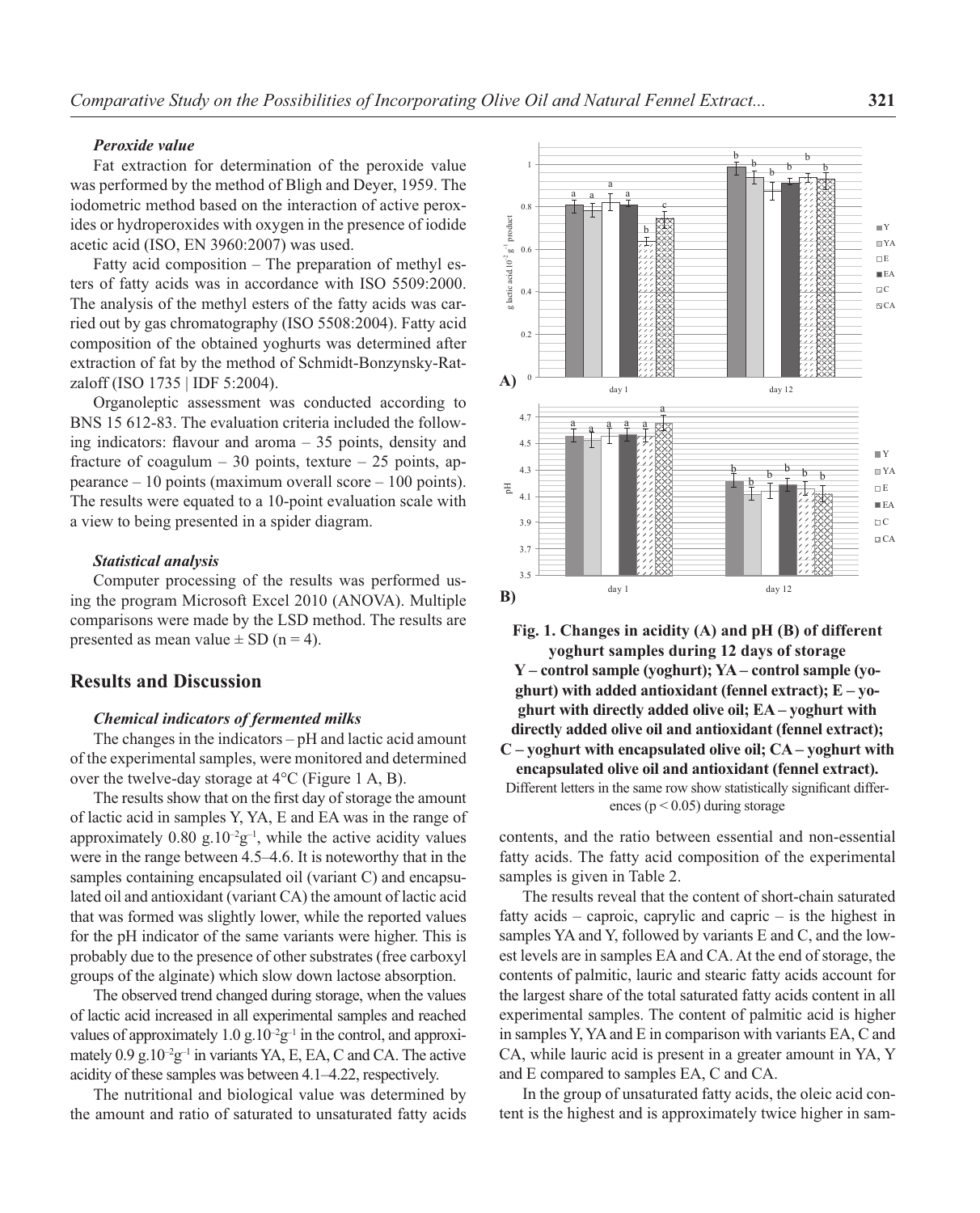### *Peroxide value*

Fat extraction for determination of the peroxide value was performed by the method of Bligh and Deyer, 1959. The iodometric method based on the interaction of active peroxides or hydroperoxides with oxygen in the presence of iodide acetic acid (ISO, EN 3960:2007) was used.

Fatty acid composition – The preparation of methyl esters of fatty acids was in accordance with ISO 5509:2000. The analysis of the methyl esters of the fatty acids was carried out by gas chromatography (ISO 5508:2004). Fatty acid composition of the obtained yoghurts was determined after extraction of fat by the method of Schmidt-Bonzynsky-Ratzaloff (ISO 1735 | IDF 5:2004).

Organoleptic assessment was conducted according to BNS 15 612-83. The evaluation criteria included the following indicators: flavour and aroma – 35 points, density and fracture of coagulum – 30 points, texture – 25 points, appearance – 10 points (maximum overall score – 100 points). The results were equated to a 10-point evaluation scale with a view to being presented in a spider diagram.

### *Statistical analysis*

Computer processing of the results was performed using the program Microsoft Excel 2010 (ANOVA). Multiple comparisons were made by the LSD method. The results are presented as mean value ± SD (n = 4).

## Results and Discussion

### *Chemical indicators of fermented milks*

The changes in the indicators – pH and lactic acid amount of the experimental samples, were monitored and determined over the twelve-day storage at 4°C (Figure 1 A, B).

The results show that on the first day of storage the amount of lactic acid in samples Y, YA, E and EA was in the range of approximately 0.80 $g.10^{-2}g^{-1}$, while the active acidity values were in the range between 4.5–4.6. It is noteworthy that in the samples containing encapsulated oil (variant C) and encapsulated oil and antioxidant (variant CA) the amount of lactic acid that was formed was slightly lower, while the reported values for the pH indicator of the same variants were higher. This is probably due to the presence of other substrates (free carboxyl groups of the alginate) which slow down lactose absorption.

The observed trend changed during storage, when the values of lactic acid increased in all experimental samples and reached values of approximately 1.0 $g.10^{-2}g^{-1}$ in the control, and approximately 0.9 $g.10^{-2}g^{-1}$ in variants YA, E, EA, C and CA. The active acidity of these samples was between 4.1–4.22, respectively.

The nutritional and biological value was determined by the amount and ratio of saturated to unsaturated fatty acids contents, and the ratio between essential and non-essential fatty acids. The fatty acid composition of the experimental samples is given in Table 2.

**Fig. 1. Changes in acidity (A) and pH (B) of different yoghurt samples during 12 days of storage**
**Y – control sample (yoghurt); YA – control sample (yoghurt) with added antioxidant (fennel extract); E – yoghurt with directly added olive oil; EA – yoghurt with directly added olive oil and antioxidant (fennel extract); C – yoghurt with encapsulated olive oil; CA – yoghurt with encapsulated olive oil and antioxidant (fennel extract).**
Different letters in the same row show statistically significant differences ($p < 0.05$) during storage

The results reveal that the content of short-chain saturated fatty acids – caproic, caprylic and capric – is the highest in samples YA and Y, followed by variants E and C, and the lowest levels are in samples EA and CA. At the end of storage, the contents of palmitic, lauric and stearic fatty acids account for the largest share of the total saturated fatty acids content in all experimental samples. The content of palmitic acid is higher in samples Y, YA and E in comparison with variants EA, C and CA, while lauric acid is present in a greater amount in YA, Y and E compared to samples EA, C and CA.

In the group of unsaturated fatty acids, the oleic acid content is the highest and is approximately twice higher in sam-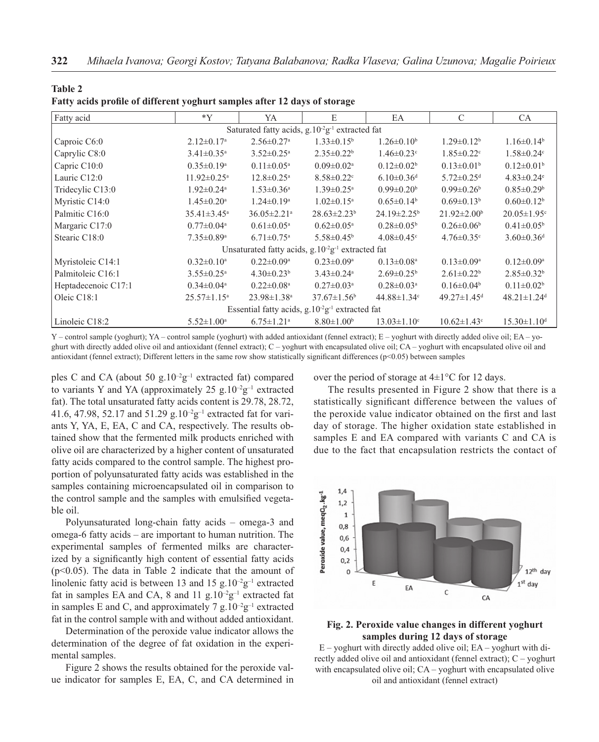**Table 2**
**Fatty acids profile of different yoghurt samples after 12 days of storage**

| Fatty acid | *Y | YA | E | EA | C | CA |
|---|---|---|---|---|---|---|
| Saturated fatty acids, $g.10^{-2}g^{-1}$ extracted fat | | | | | | |
| Caproic C6:0 | $2.12±0.17^a$ | $2.56±0.27^a$ | $1.33±0.15^b$ | $1.26±0.10^b$ | $1.29±0.12^b$ | $1.16±0.14^b$ |
| Caprylic C8:0 | $3.41±0.35^a$ | $3.52±0.25^a$ | $2.35±0.22^b$ | $1.46±0.23^c$ | $1.85±0.22^c$ | $1.58±0.24^c$ |
| Capric C10:0 | $0.35±0.19^a$ | $0.11±0.05^a$ | $0.09±0.02^a$ | $0.12±0.02^b$ | $0.13±0.01^b$ | $0.12±0.01^b$ |
| Lauric C12:0 | $11.92±0.25^a$ | $12.8±0.25^a$ | $8.58±0.22^c$ | $6.10±0.36^d$ | $5.72±0.25^d$ | $4.83±0.24^e$ |
| Tridecylic C13:0 | $1.92±0.24^a$ | $1.53±0.36^a$ | $1.39±0.25^a$ | $0.99±0.20^b$ | $0.99±0.26^b$ | $0.85±0.29^b$ |
| Myristic C14:0 | $1.45±0.20^a$ | $1.24±0.19^a$ | $1.02±0.15^a$ | $0.65±0.14^b$ | $0.69±0.13^b$ | $0.60±0.12^b$ |
| Palmitic C16:0 | $35.41±3.45^a$ | $36.05±2.21^a$ | $28.63±2.23^b$ | $24.19±2.25^b$ | $21.92±2.00^b$ | $20.05±1.95^c$ |
| Margaric C17:0 | $0.77±0.04^a$ | $0.61±0.05^a$ | $0.62±0.05^a$ | $0.28±0.05^b$ | $0.26±0.06^b$ | $0.41±0.05^b$ |
| Stearic C18:0 | $7.35±0.89^a$ | $6.71±0.75^a$ | $5.58±0.45^b$ | $4.08±0.45^c$ | $4.76±0.35^c$ | $3.60±0.36^d$ |
| Unsaturated fatty acids, $g.10^{-2}g^{-1}$ extracted fat | | | | | | |
| Myristoleic C14:1 | $0.32±0.10^a$ | $0.22±0.09^a$ | $0.23±0.09^a$ | $0.13±0.08^a$ | $0.13±0.09^a$ | $0.12±0.09^a$ |
| Palmitoleic C16:1 | $3.55±0.25^a$ | $4.30±0.23^b$ | $3.43±0.24^a$ | $2.69±0.25^b$ | $2.61±0.22^b$ | $2.85±0.32^b$ |
| Heptadecenoic C17:1 | $0.34±0.04^a$ | $0.22±0.08^a$ | $0.27±0.03^a$ | $0.28±0.03^a$ | $0.16±0.04^b$ | $0.11±0.02^b$ |
| Oleic C18:1 | $25.57±1.15^a$ | $23.98±1.38^a$ | $37.67±1.56^b$ | $44.88±1.34^c$ | $49.27±1.45^d$ | $48.21±1.24^d$ |
| Essential fatty acids, $g.10^{-2}g^{-1}$ extracted fat | | | | | | |
| Linoleic C18:2 | $5.52±1.00^a$ | $6.75±1.21^a$ | $8.80±1.00^b$ | $13.03±1.10^c$ | $10.62±1.43^c$ | $15.30±1.10^d$ |

Y – control sample (yoghurt); YA – control sample (yoghurt) with added antioxidant (fennel extract); E – yoghurt with directly added olive oil; EA – yoghurt with directly added olive oil and antioxidant (fennel extract); C – yoghurt with encapsulated olive oil; CA – yoghurt with encapsulated olive oil and antioxidant (fennel extract); Different letters in the same row show statistically significant differences ($p<0.05$) between samples

ples C and CA (about 50 $g.10^{-2}g^{-1}$ extracted fat) compared to variants Y and YA (approximately 25 $g.10^{-2}g^{-1}$ extracted fat). The total unsaturated fatty acids content is 29.78, 28.72, 41.6, 47.98, 52.17 and 51.29 $g.10^{-2}g^{-1}$ extracted fat for variants Y, YA, E, EA, C and CA, respectively. The results obtained show that the fermented milk products enriched with olive oil are characterized by a higher content of unsaturated fatty acids compared to the control sample. The highest proportion of polyunsaturated fatty acids was established in the samples containing microencapsulated oil in comparison to the control sample and the samples with emulsified vegetable oil.

Polyunsaturated long-chain fatty acids – omega-3 and omega-6 fatty acids – are important to human nutrition. The experimental samples of fermented milks are characterized by a significantly high content of essential fatty acids ($p<0.05$). The data in Table 2 indicate that the amount of linolenic fatty acid is between 13 and 15 $g.10^{-2}g^{-1}$ extracted fat in samples EA and CA, 8 and 11 $g.10^{-2}g^{-1}$ extracted fat in samples E and C, and approximately 7 $g.10^{-2}g^{-1}$ extracted fat in the control sample with and without added antioxidant.

Determination of the peroxide value indicator allows the determination of the degree of fat oxidation in the experimental samples.

Figure 2 shows the results obtained for the peroxide value indicator for samples E, EA, C, and CA determined in over the period of storage at 4±1°C for 12 days.

The results presented in Figure 2 show that there is a statistically significant difference between the values of the peroxide value indicator obtained on the first and last day of storage. The higher oxidation state established in samples E and EA compared with variants C and CA is due to the fact that encapsulation restricts the contact of

**Fig. 2. Peroxide value changes in different yoghurt samples during 12 days of storage**

E – yoghurt with directly added olive oil; EA – yoghurt with directly added olive oil and antioxidant (fennel extract); C – yoghurt with encapsulated olive oil; CA – yoghurt with encapsulated olive oil and antioxidant (fennel extract)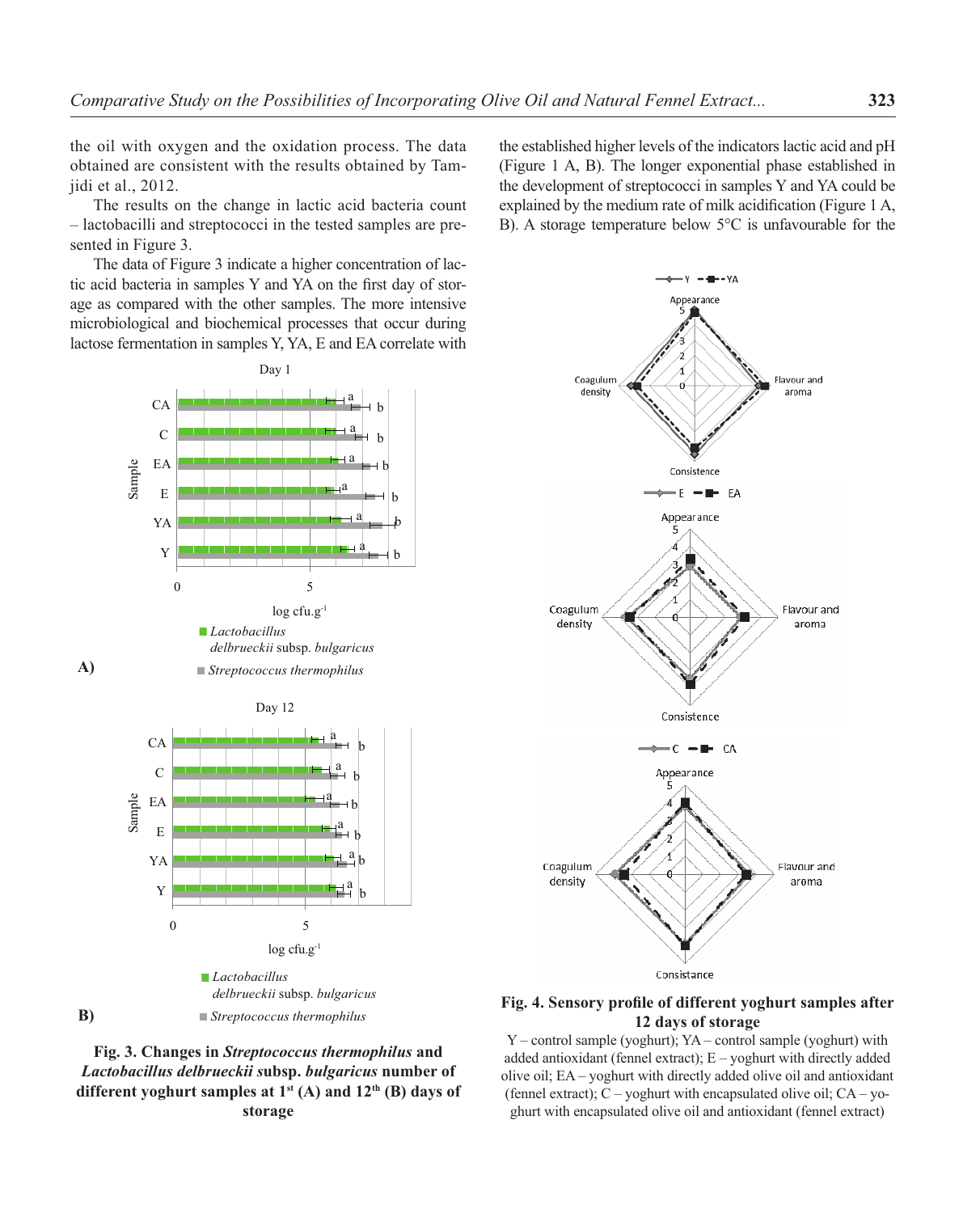the oil with oxygen and the oxidation process. The data obtained are consistent with the results obtained by Tamjidi et al., 2012.

The results on the change in lactic acid bacteria count – lactobacilli and streptococci in the tested samples are presented in Figure 3.

The data of Figure 3 indicate a higher concentration of lactic acid bacteria in samples Y and YA on the first day of storage as compared with the other samples. The more intensive microbiological and biochemical processes that occur during lactose fermentation in samples Y, YA, E and EA correlate with the established higher levels of the indicators lactic acid and pH (Figure 1 A, B). The longer exponential phase established in the development of streptococci in samples Y and YA could be explained by the medium rate of milk acidification (Figure 1 A, B). A storage temperature below 5°C is unfavourable for the

**Fig. 3. Changes in *Streptococcus thermophilus* and *Lactobacillus delbrueckii* subsp. *bulgaricus* number of different yoghurt samples at 1st (A) and 12th (B) days of storage**

**Fig. 4. Sensory profile of different yoghurt samples after 12 days of storage**

Y – control sample (yoghurt); YA – control sample (yoghurt) with added antioxidant (fennel extract); E – yoghurt with directly added olive oil; EA – yoghurt with directly added olive oil and antioxidant (fennel extract); C – yoghurt with encapsulated olive oil; CA – yoghurt with encapsulated olive oil and antioxidant (fennel extract)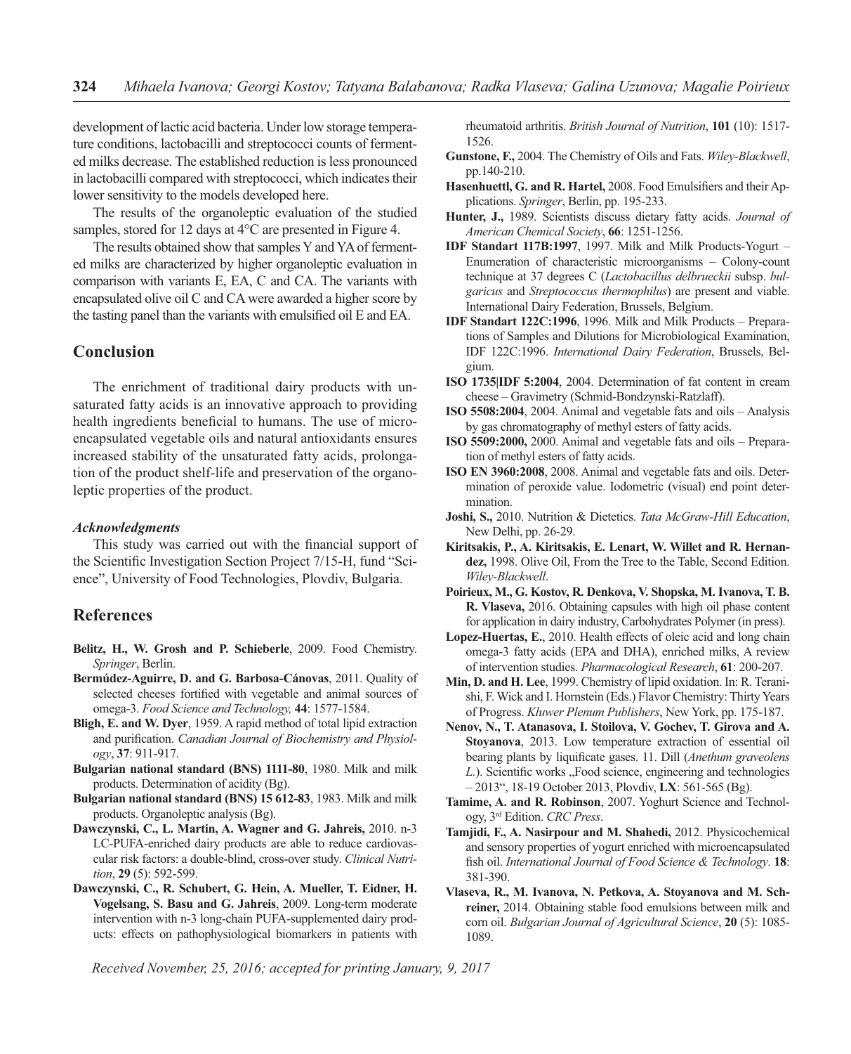development of lactic acid bacteria. Under low storage temperature conditions, lactobacilli and streptococci counts of fermented milks decrease. The established reduction is less pronounced in lactobacilli compared with streptococci, which indicates their lower sensitivity to the models developed here.

The results of the organoleptic evaluation of the studied samples, stored for 12 days at 4°C are presented in Figure 4.

The results obtained show that samples Y and YA of fermented milks are characterized by higher organoleptic evaluation in comparison with variants E, EA, C and CA. The variants with encapsulated olive oil C and CA were awarded a higher score by the tasting panel than the variants with emulsified oil E and EA.

## Conclusion

The enrichment of traditional dairy products with unsaturated fatty acids is an innovative approach to providing health ingredients beneficial to humans. The use of microencapsulated vegetable oils and natural antioxidants ensures increased stability of the unsaturated fatty acids, prolongation of the product shelf-life and preservation of the organoleptic properties of the product.

### *Acknowledgments*

This study was carried out with the financial support of the Scientific Investigation Section Project 7/15-H, fund "Science", University of Food Technologies, Plovdiv, Bulgaria.

## References

**Belitz, H., W. Grosh and P. Schieberle**, 2009. Food Chemistry. *Springer*, Berlin.

**Bermúdez-Aguirre, D. and G. Barbosa-Cánovas**, 2011. Quality of selected cheeses fortified with vegetable and animal sources of omega-3. *Food Science and Technology,* **44**: 1577-1584.

**Bligh, E. and W. Dyer**, 1959. A rapid method of total lipid extraction and purification. *Canadian Journal of Biochemistry and Physiology*, **37**: 911-917.

**Bulgarian national standard (BNS) 1111-80**, 1980. Milk and milk products. Determination of acidity (Bg).

**Bulgarian national standard (BNS) 15 612-83**, 1983. Milk and milk products. Organoleptic analysis (Bg).

**Dawczynski, C., L. Martin, A. Wagner and G. Jahreis,** 2010. n-3 LC-PUFA-enriched dairy products are able to reduce cardiovascular risk factors: a double-blind, cross-over study. *Clinical Nutrition*, **29** (5): 592-599.

**Dawczynski, C., R. Schubert, G. Hein, A. Mueller, T. Eidner, H. Vogelsang, S. Basu and G. Jahreis**, 2009. Long-term moderate intervention with n-3 long-chain PUFA-supplemented dairy products: effects on pathophysiological biomarkers in patients with rheumatoid arthritis. *British Journal of Nutrition*, **101** (10): 1517-1526.

**Gunstone, F.,** 2004. The Chemistry of Oils and Fats. *Wiley-Blackwell*, pp.140-210.

**Hasenhuettl, G. and R. Hartel,** 2008. Food Emulsifiers and Their Applications. *Springer*, Berlin, pp. 195-233.

**Hunter, J.,** 1989. Scientists discuss dietary fatty acids. *Journal of American Chemical Society*, **66**: 1251-1256.

**IDF Standart 117B:1997**, 1997. Milk and Milk Products-Yogurt – Enumeration of characteristic microorganisms – Colony-count technique at 37 degrees C (*Lactobacillus delbrueckii* subsp. *bulgaricus* and *Streptococcus thermophilus*) are present and viable. International Dairy Federation, Brussels, Belgium.

**IDF Standart 122C:1996**, 1996. Milk and Milk Products – Preparations of Samples and Dilutions for Microbiological Examination, IDF 122C:1996. *International Dairy Federation*, Brussels, Belgium.

**ISO 1735|IDF 5:2004**, 2004. Determination of fat content in cream cheese – Gravimetry (Schmid-Bondzynski-Ratzlaff).

**ISO 5508:2004**, 2004. Animal and vegetable fats and oils – Analysis by gas chromatography of methyl esters of fatty acids.

**ISO 5509:2000,** 2000. Animal and vegetable fats and oils – Preparation of methyl esters of fatty acids.

**ISO EN 3960:2008**, 2008. Animal and vegetable fats and oils. Determination of peroxide value. Iodometric (visual) end point determination.

**Joshi, S.,** 2010. Nutrition & Dietetics. *Tata McGraw-Hill Education*, New Delhi, pp. 26-29.

**Kiritsakis, P., A. Kiritsakis, E. Lenart, W. Willet and R. Hernandez,** 1998. Olive Oil, From the Tree to the Table, Second Edition. *Wiley-Blackwell*.

**Poirieux, M., G. Kostov, R. Denkova, V. Shopska, M. Ivanova, T. B. R. Vlaseva,** 2016. Obtaining capsules with high oil phase content for application in dairy industry, Carbohydrates Polymer (in press).

**Lopez-Huertas, E.**, 2010. Health effects of oleic acid and long chain omega-3 fatty acids (EPA and DHA), enriched milks, A review of intervention studies. *Pharmacological Research*, **61**: 200-207.

**Min, D. and H. Lee**, 1999. Chemistry of lipid oxidation. In: R. Teranishi, F. Wick and I. Hornstein (Eds.) Flavor Chemistry: Thirty Years of Progress. *Kluwer Plenum Publishers*, New York, pp. 175-187.

**Nenov, N., T. Atanasova, I. Stoilova, V. Gochev, T. Girova and A. Stoyanova**, 2013. Low temperature extraction of essential oil bearing plants by liquificate gases. 11. Dill (*Anethum graveolens L.*). Scientific works „Food science, engineering and technologies – 2013", 18-19 October 2013, Plovdiv, **LX**: 561-565 (Bg).

**Tamime, A. and R. Robinson**, 2007. Yoghurt Science and Technology, 3rd Edition. *CRC Press*.

**Tamjidi, F., A. Nasirpour and M. Shahedi,** 2012. Physicochemical and sensory properties of yogurt enriched with microencapsulated fish oil. *International Journal of Food Science & Technology*. **18**: 381-390.

**Vlaseva, R., M. Ivanova, N. Petkova, A. Stoyanova and M. Schreiner,** 2014. Obtaining stable food emulsions between milk and corn oil. *Bulgarian Journal of Agricultural Science*, **20** (5): 1085-1089.

*Received November, 25, 2016; accepted for printing January, 9, 2017*